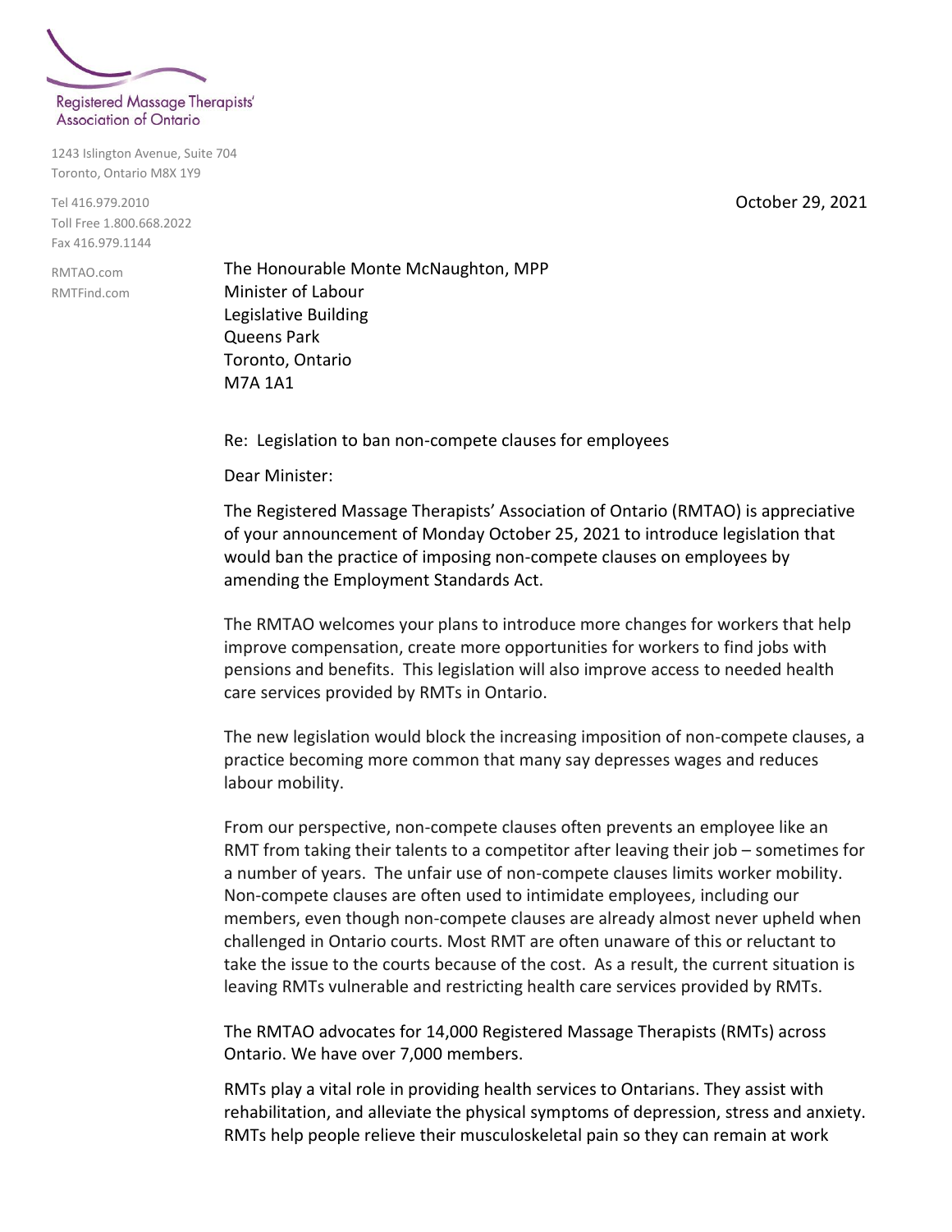Registered Massage Therapists' Association of Ontario

1243 Islington Avenue, Suite 704
Toronto, Ontario M8X 1Y9

Tel 416.979.2010
Toll Free 1.800.668.2022
Fax 416.979.1144

RMTAO.com
RMTFind.com

October 29, 2021

The Honourable Monte McNaughton, MPP
Minister of Labour
Legislative Building
Queens Park
Toronto, Ontario
M7A 1A1

Re: Legislation to ban non-compete clauses for employees

Dear Minister:

The Registered Massage Therapists' Association of Ontario (RMTAO) is appreciative of your announcement of Monday October 25, 2021 to introduce legislation that would ban the practice of imposing non-compete clauses on employees by amending the Employment Standards Act.

The RMTAO welcomes your plans to introduce more changes for workers that help improve compensation, create more opportunities for workers to find jobs with pensions and benefits. This legislation will also improve access to needed health care services provided by RMTs in Ontario.

The new legislation would block the increasing imposition of non-compete clauses, a practice becoming more common that many say depresses wages and reduces labour mobility.

From our perspective, non-compete clauses often prevents an employee like an RMT from taking their talents to a competitor after leaving their job – sometimes for a number of years. The unfair use of non-compete clauses limits worker mobility. Non-compete clauses are often used to intimidate employees, including our members, even though non-compete clauses are already almost never upheld when challenged in Ontario courts. Most RMT are often unaware of this or reluctant to take the issue to the courts because of the cost. As a result, the current situation is leaving RMTs vulnerable and restricting health care services provided by RMTs.

The RMTAO advocates for 14,000 Registered Massage Therapists (RMTs) across Ontario. We have over 7,000 members.

RMTs play a vital role in providing health services to Ontarians. They assist with rehabilitation, and alleviate the physical symptoms of depression, stress and anxiety. RMTs help people relieve their musculoskeletal pain so they can remain at work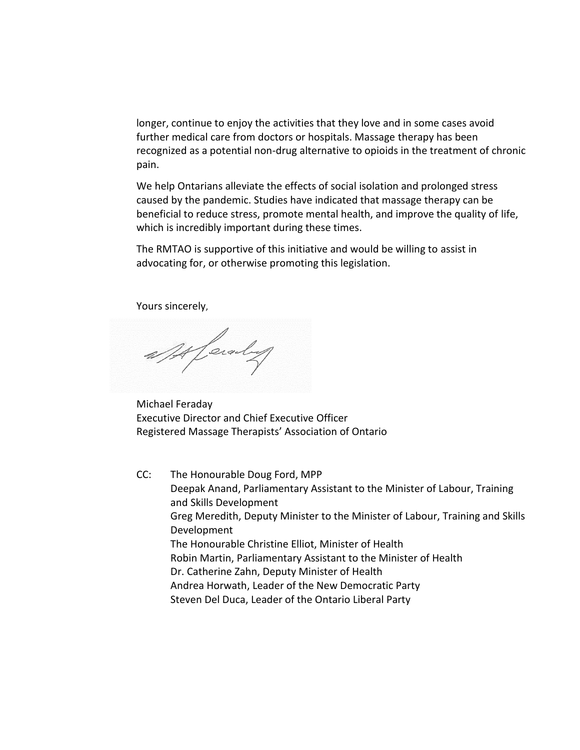longer, continue to enjoy the activities that they love and in some cases avoid further medical care from doctors or hospitals. Massage therapy has been recognized as a potential non-drug alternative to opioids in the treatment of chronic pain.

We help Ontarians alleviate the effects of social isolation and prolonged stress caused by the pandemic. Studies have indicated that massage therapy can be beneficial to reduce stress, promote mental health, and improve the quality of life, which is incredibly important during these times.

The RMTAO is supportive of this initiative and would be willing to assist in advocating for, or otherwise promoting this legislation.

Yours sincerely,

Michael Feraday
Executive Director and Chief Executive Officer
Registered Massage Therapists' Association of Ontario

CC: The Honourable Doug Ford, MPP
Deepak Anand, Parliamentary Assistant to the Minister of Labour, Training and Skills Development
Greg Meredith, Deputy Minister to the Minister of Labour, Training and Skills Development
The Honourable Christine Elliot, Minister of Health
Robin Martin, Parliamentary Assistant to the Minister of Health
Dr. Catherine Zahn, Deputy Minister of Health
Andrea Horwath, Leader of the New Democratic Party
Steven Del Duca, Leader of the Ontario Liberal Party